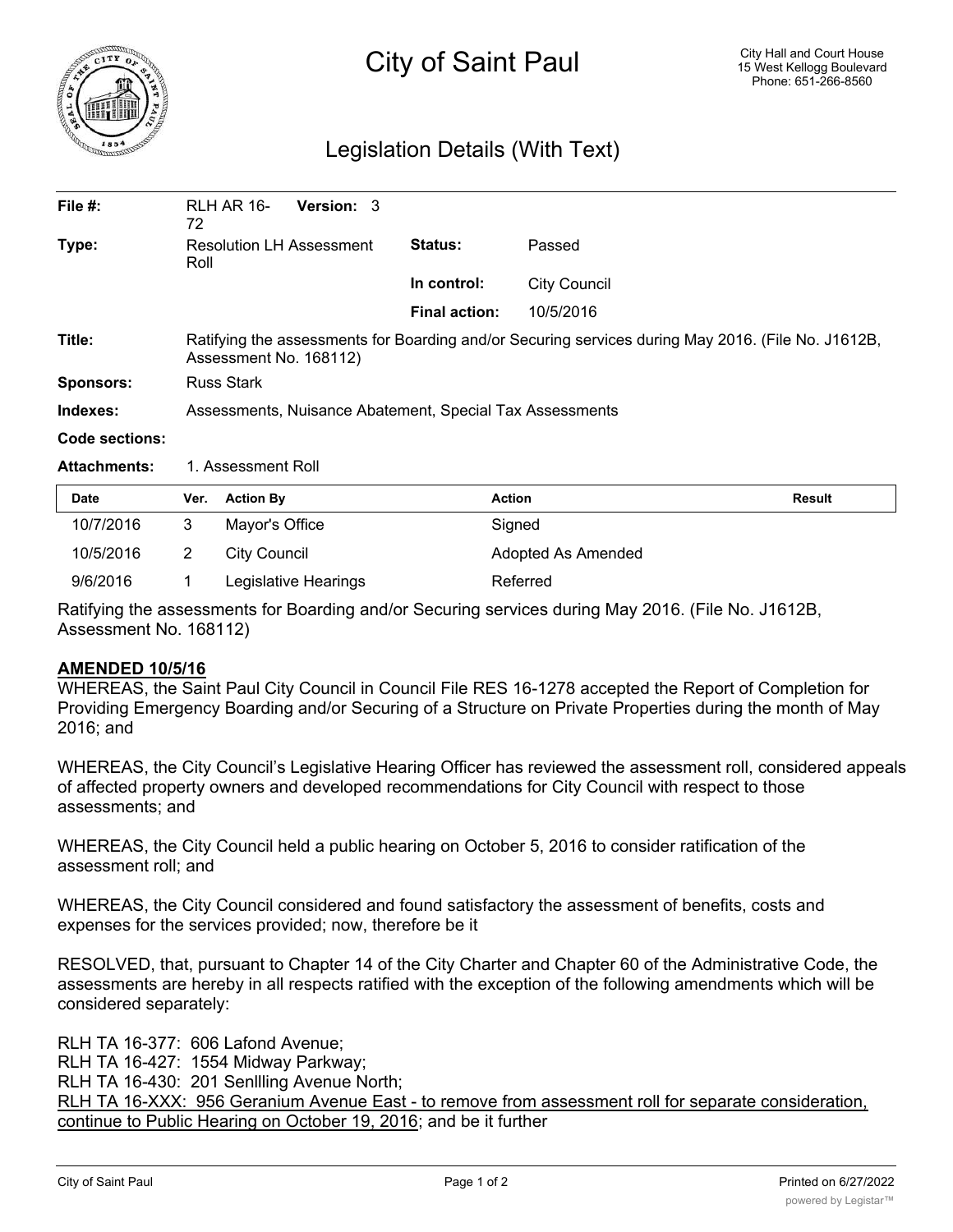# City of Saint Paul

City Hall and Court House
15 West Kellogg Boulevard
Phone: 651-266-8560

## Legislation Details (With Text)

| | | | |
|---|---|---|---|
| **File #:** | RLH AR 16-72 **Version:** 3 | | |
| **Type:** | Resolution LH Assessment Roll | **Status:** | Passed |
| | | **In control:** | City Council |
| | | **Final action:** | 10/5/2016 |
| **Title:** | Ratifying the assessments for Boarding and/or Securing services during May 2016. (File No. J1612B, Assessment No. 168112) | | |
| **Sponsors:** | Russ Stark | | |
| **Indexes:** | Assessments, Nuisance Abatement, Special Tax Assessments | | |
| **Code sections:** | | | |
| **Attachments:** | 1. Assessment Roll | | |

| Date | Ver. | Action By | Action | Result |
|---|---|---|---|---|
| 10/7/2016 | 3 | Mayor's Office | Signed | |
| 10/5/2016 | 2 | City Council | Adopted As Amended | |
| 9/6/2016 | 1 | Legislative Hearings | Referred | |

Ratifying the assessments for Boarding and/or Securing services during May 2016. (File No. J1612B, Assessment No. 168112)

**AMENDED 10/5/16**

WHEREAS, the Saint Paul City Council in Council File RES 16-1278 accepted the Report of Completion for Providing Emergency Boarding and/or Securing of a Structure on Private Properties during the month of May 2016; and

WHEREAS, the City Council's Legislative Hearing Officer has reviewed the assessment roll, considered appeals of affected property owners and developed recommendations for City Council with respect to those assessments; and

WHEREAS, the City Council held a public hearing on October 5, 2016 to consider ratification of the assessment roll; and

WHEREAS, the City Council considered and found satisfactory the assessment of benefits, costs and expenses for the services provided; now, therefore be it

RESOLVED, that, pursuant to Chapter 14 of the City Charter and Chapter 60 of the Administrative Code, the assessments are hereby in all respects ratified with the exception of the following amendments which will be considered separately:

RLH TA 16-377: 606 Lafond Avenue;
RLH TA 16-427: 1554 Midway Parkway;
RLH TA 16-430: 201 Senllling Avenue North;
RLH TA 16-XXX: 956 Geranium Avenue East - to remove from assessment roll for separate consideration, continue to Public Hearing on October 19, 2016; and be it further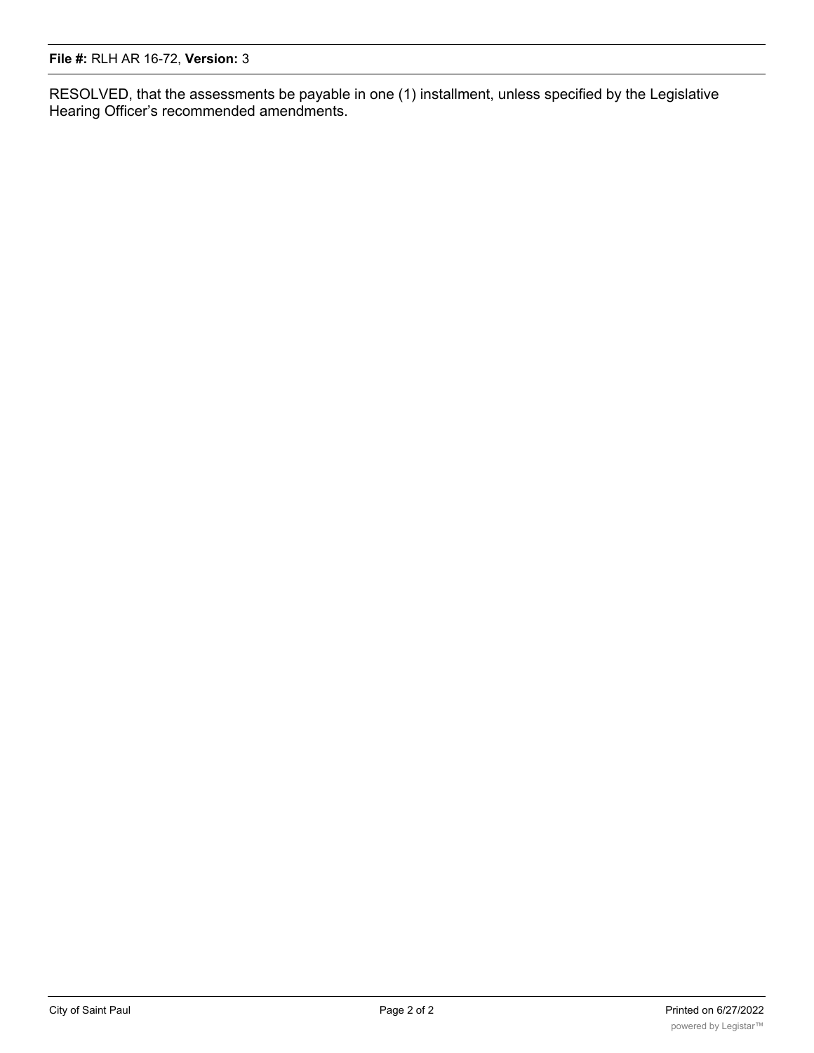RESOLVED, that the assessments be payable in one (1) installment, unless specified by the Legislative Hearing Officer’s recommended amendments.